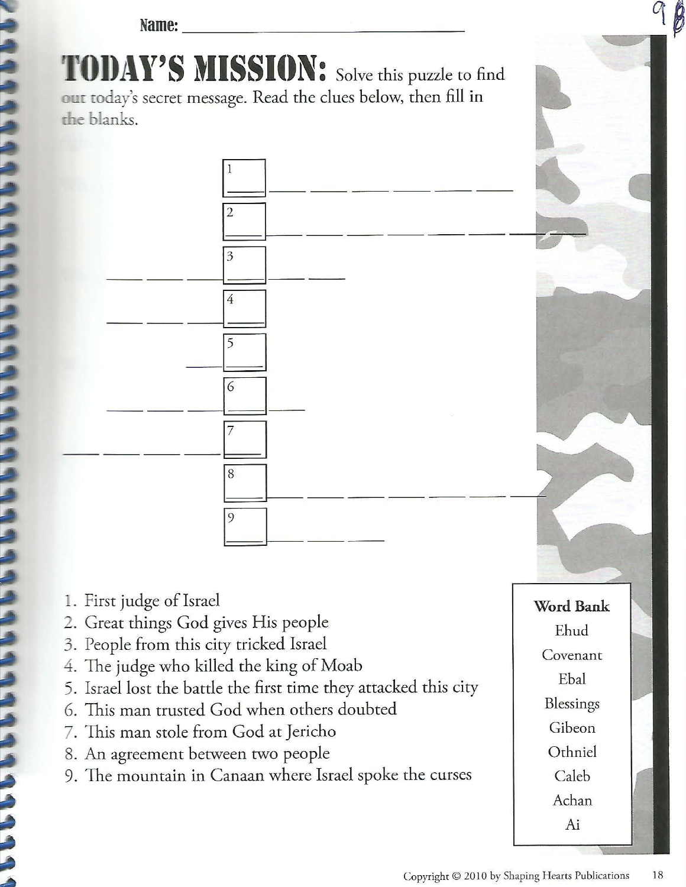Name: ______________________________

9B

# TODAY'S MISSION:

Solve this puzzle to find out today's secret message. Read the clues below, then fill in the blanks.

1 [ _ ] _ _ _ _ _ _

2 [ _ ] _ _ _ _ _ _ _

_ _ _ 3 [ _ ] _ _

_ _ _ 4 [ _ ]

_ 5 [ _ ]

_ _ _ 6 [ _ ] _

_ _ _ _ 7 [ _ ]

8 [ _ ] _ _ _ _ _ _ _

9 [ _ ] _ _ _

1. First judge of Israel
2. Great things God gives His people
3. People from this city tricked Israel
4. The judge who killed the king of Moab
5. Israel lost the battle the first time they attacked this city
6. This man trusted God when others doubted
7. This man stole from God at Jericho
8. An agreement between two people
9. The mountain in Canaan where Israel spoke the curses

**Word Bank**

- Ehud
- Covenant
- Ebal
- Blessings
- Gibeon
- Othniel
- Caleb
- Achan
- Ai

Copyright © 2010 by Shaping Hearts Publications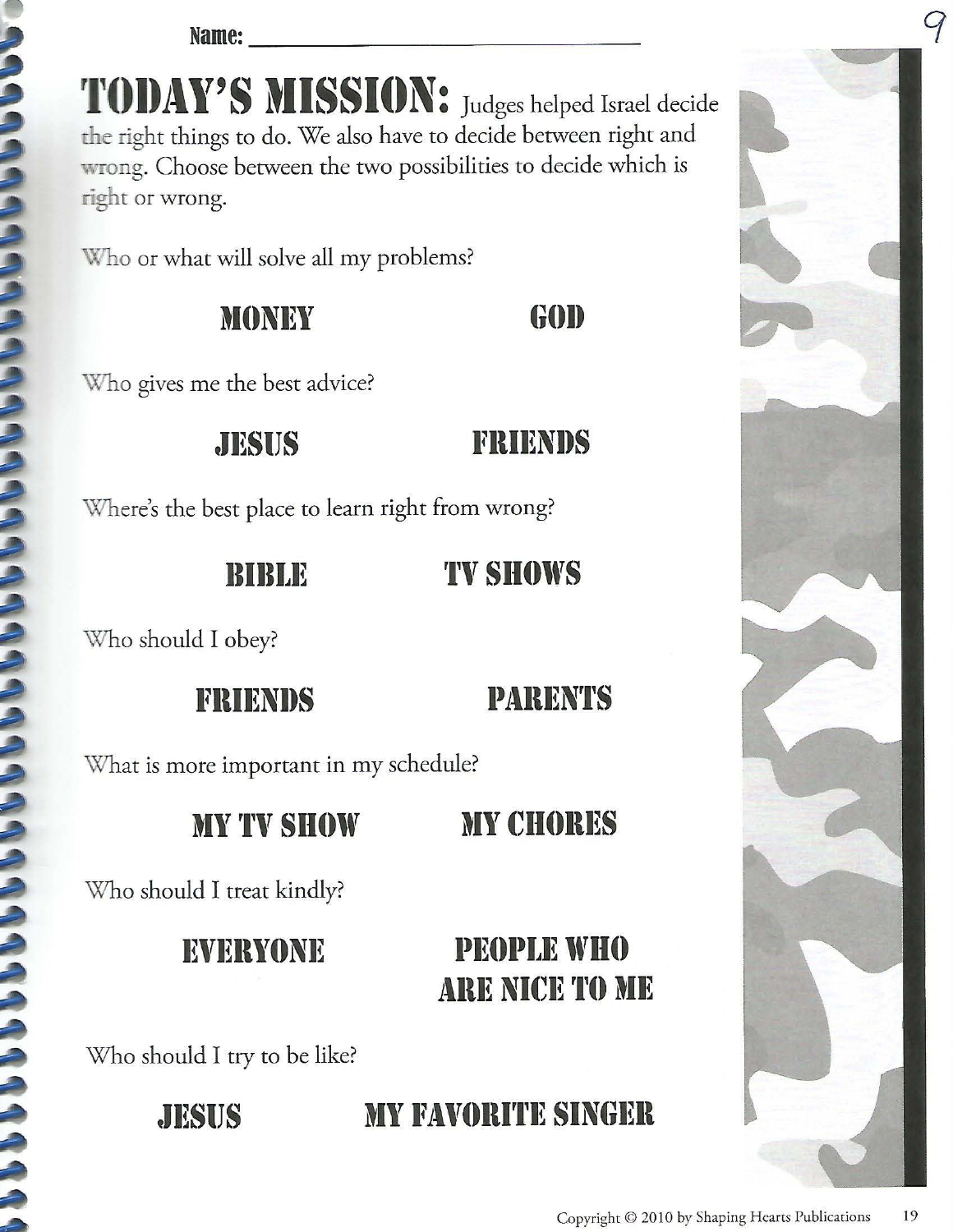Name: ______________________________

# TODAY'S MISSION:

Judges helped Israel decide the right things to do. We also have to decide between right and wrong. Choose between the two possibilities to decide which is right or wrong.

Who or what will solve all my problems?

**MONEY** **GOD**

Who gives me the best advice?

**JESUS** **FRIENDS**

Where's the best place to learn right from wrong?

**BIBLE** **TV SHOWS**

Who should I obey?

**FRIENDS** **PARENTS**

What is more important in my schedule?

**MY TV SHOW** **MY CHORES**

Who should I treat kindly?

**EVERYONE** **PEOPLE WHO ARE NICE TO ME**

Who should I try to be like?

**JESUS** **MY FAVORITE SINGER**

Copyright © 2010 by Shaping Hearts Publications